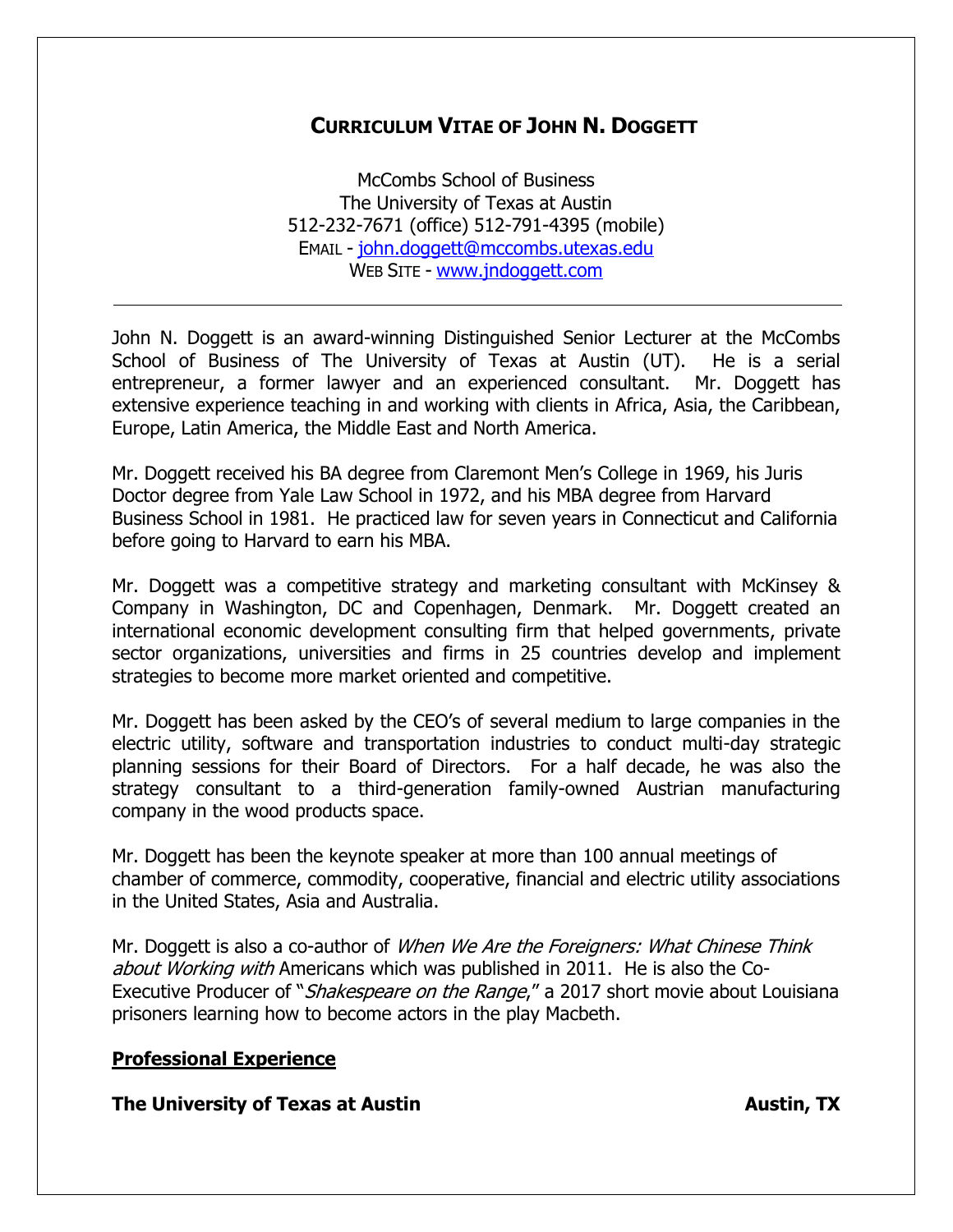# CURRICULUM VITAE OF JOHN N. DOGGETT

McCombs School of Business
The University of Texas at Austin
512-232-7671 (office) 512-791-4395 (mobile)
EMAIL - john.doggett@mccombs.utexas.edu
WEB SITE - www.jndoggett.com

---

John N. Doggett is an award-winning Distinguished Senior Lecturer at the McCombs School of Business of The University of Texas at Austin (UT). He is a serial entrepreneur, a former lawyer and an experienced consultant. Mr. Doggett has extensive experience teaching in and working with clients in Africa, Asia, the Caribbean, Europe, Latin America, the Middle East and North America.

Mr. Doggett received his BA degree from Claremont Men's College in 1969, his Juris Doctor degree from Yale Law School in 1972, and his MBA degree from Harvard Business School in 1981. He practiced law for seven years in Connecticut and California before going to Harvard to earn his MBA.

Mr. Doggett was a competitive strategy and marketing consultant with McKinsey & Company in Washington, DC and Copenhagen, Denmark. Mr. Doggett created an international economic development consulting firm that helped governments, private sector organizations, universities and firms in 25 countries develop and implement strategies to become more market oriented and competitive.

Mr. Doggett has been asked by the CEO's of several medium to large companies in the electric utility, software and transportation industries to conduct multi-day strategic planning sessions for their Board of Directors. For a half decade, he was also the strategy consultant to a third-generation family-owned Austrian manufacturing company in the wood products space.

Mr. Doggett has been the keynote speaker at more than 100 annual meetings of chamber of commerce, commodity, cooperative, financial and electric utility associations in the United States, Asia and Australia.

Mr. Doggett is also a co-author of *When We Are the Foreigners: What Chinese Think about Working with* Americans which was published in 2011. He is also the Co-Executive Producer of "*Shakespeare on the Range*," a 2017 short movie about Louisiana prisoners learning how to become actors in the play Macbeth.

## Professional Experience

**The University of Texas at Austin** **Austin, TX**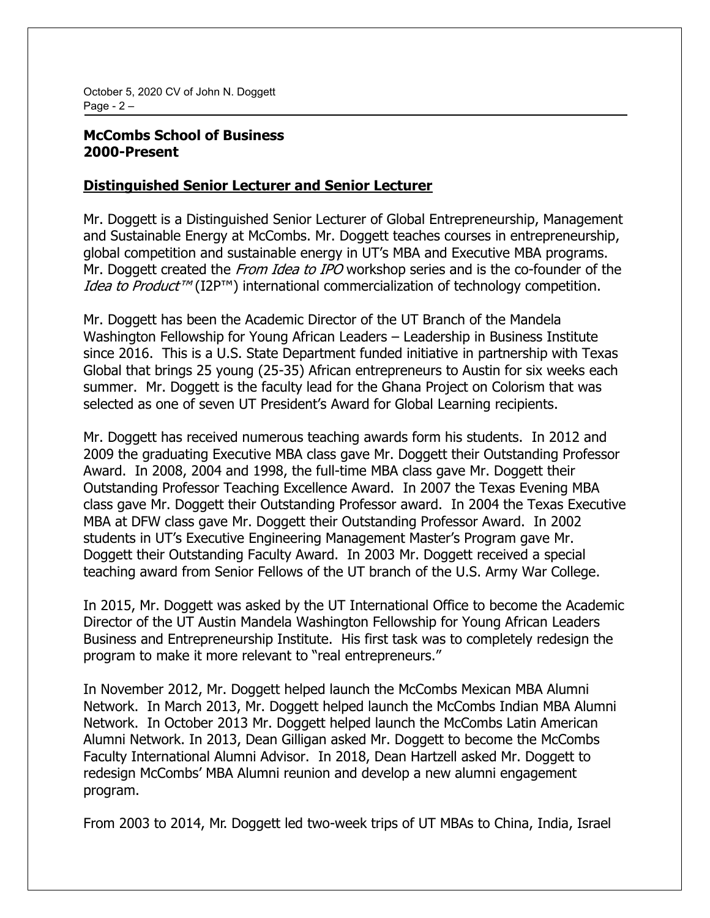**McCombs School of Business**
**2000-Present**

## **Distinguished Senior Lecturer and Senior Lecturer**

Mr. Doggett is a Distinguished Senior Lecturer of Global Entrepreneurship, Management and Sustainable Energy at McCombs. Mr. Doggett teaches courses in entrepreneurship, global competition and sustainable energy in UT's MBA and Executive MBA programs. Mr. Doggett created the *From Idea to IPO* workshop series and is the co-founder of the *Idea to Product™* (I2P™) international commercialization of technology competition.

Mr. Doggett has been the Academic Director of the UT Branch of the Mandela Washington Fellowship for Young African Leaders – Leadership in Business Institute since 2016. This is a U.S. State Department funded initiative in partnership with Texas Global that brings 25 young (25-35) African entrepreneurs to Austin for six weeks each summer. Mr. Doggett is the faculty lead for the Ghana Project on Colorism that was selected as one of seven UT President's Award for Global Learning recipients.

Mr. Doggett has received numerous teaching awards form his students. In 2012 and 2009 the graduating Executive MBA class gave Mr. Doggett their Outstanding Professor Award. In 2008, 2004 and 1998, the full-time MBA class gave Mr. Doggett their Outstanding Professor Teaching Excellence Award. In 2007 the Texas Evening MBA class gave Mr. Doggett their Outstanding Professor award. In 2004 the Texas Executive MBA at DFW class gave Mr. Doggett their Outstanding Professor Award. In 2002 students in UT's Executive Engineering Management Master's Program gave Mr. Doggett their Outstanding Faculty Award. In 2003 Mr. Doggett received a special teaching award from Senior Fellows of the UT branch of the U.S. Army War College.

In 2015, Mr. Doggett was asked by the UT International Office to become the Academic Director of the UT Austin Mandela Washington Fellowship for Young African Leaders Business and Entrepreneurship Institute. His first task was to completely redesign the program to make it more relevant to "real entrepreneurs."

In November 2012, Mr. Doggett helped launch the McCombs Mexican MBA Alumni Network. In March 2013, Mr. Doggett helped launch the McCombs Indian MBA Alumni Network. In October 2013 Mr. Doggett helped launch the McCombs Latin American Alumni Network. In 2013, Dean Gilligan asked Mr. Doggett to become the McCombs Faculty International Alumni Advisor. In 2018, Dean Hartzell asked Mr. Doggett to redesign McCombs' MBA Alumni reunion and develop a new alumni engagement program.

From 2003 to 2014, Mr. Doggett led two-week trips of UT MBAs to China, India, Israel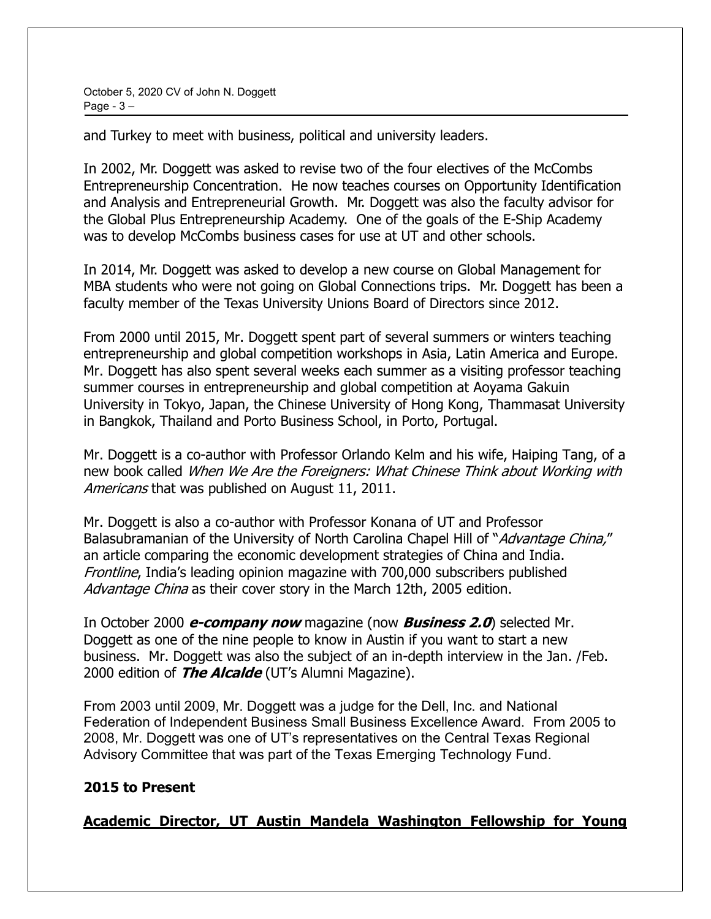and Turkey to meet with business, political and university leaders.

In 2002, Mr. Doggett was asked to revise two of the four electives of the McCombs Entrepreneurship Concentration. He now teaches courses on Opportunity Identification and Analysis and Entrepreneurial Growth. Mr. Doggett was also the faculty advisor for the Global Plus Entrepreneurship Academy. One of the goals of the E-Ship Academy was to develop McCombs business cases for use at UT and other schools.

In 2014, Mr. Doggett was asked to develop a new course on Global Management for MBA students who were not going on Global Connections trips. Mr. Doggett has been a faculty member of the Texas University Unions Board of Directors since 2012.

From 2000 until 2015, Mr. Doggett spent part of several summers or winters teaching entrepreneurship and global competition workshops in Asia, Latin America and Europe. Mr. Doggett has also spent several weeks each summer as a visiting professor teaching summer courses in entrepreneurship and global competition at Aoyama Gakuin University in Tokyo, Japan, the Chinese University of Hong Kong, Thammasat University in Bangkok, Thailand and Porto Business School, in Porto, Portugal.

Mr. Doggett is a co-author with Professor Orlando Kelm and his wife, Haiping Tang, of a new book called *When We Are the Foreigners: What Chinese Think about Working with Americans* that was published on August 11, 2011.

Mr. Doggett is also a co-author with Professor Konana of UT and Professor Balasubramanian of the University of North Carolina Chapel Hill of "*Advantage China,*" an article comparing the economic development strategies of China and India. *Frontline*, India's leading opinion magazine with 700,000 subscribers published *Advantage China* as their cover story in the March 12th, 2005 edition.

In October 2000 ***e-company now*** magazine (now ***Business 2.0***) selected Mr. Doggett as one of the nine people to know in Austin if you want to start a new business. Mr. Doggett was also the subject of an in-depth interview in the Jan. /Feb. 2000 edition of ***The Alcalde*** (UT's Alumni Magazine).

From 2003 until 2009, Mr. Doggett was a judge for the Dell, Inc. and National Federation of Independent Business Small Business Excellence Award. From 2005 to 2008, Mr. Doggett was one of UT's representatives on the Central Texas Regional Advisory Committee that was part of the Texas Emerging Technology Fund.

**2015 to Present**

**Academic Director, UT Austin Mandela Washington Fellowship for Young**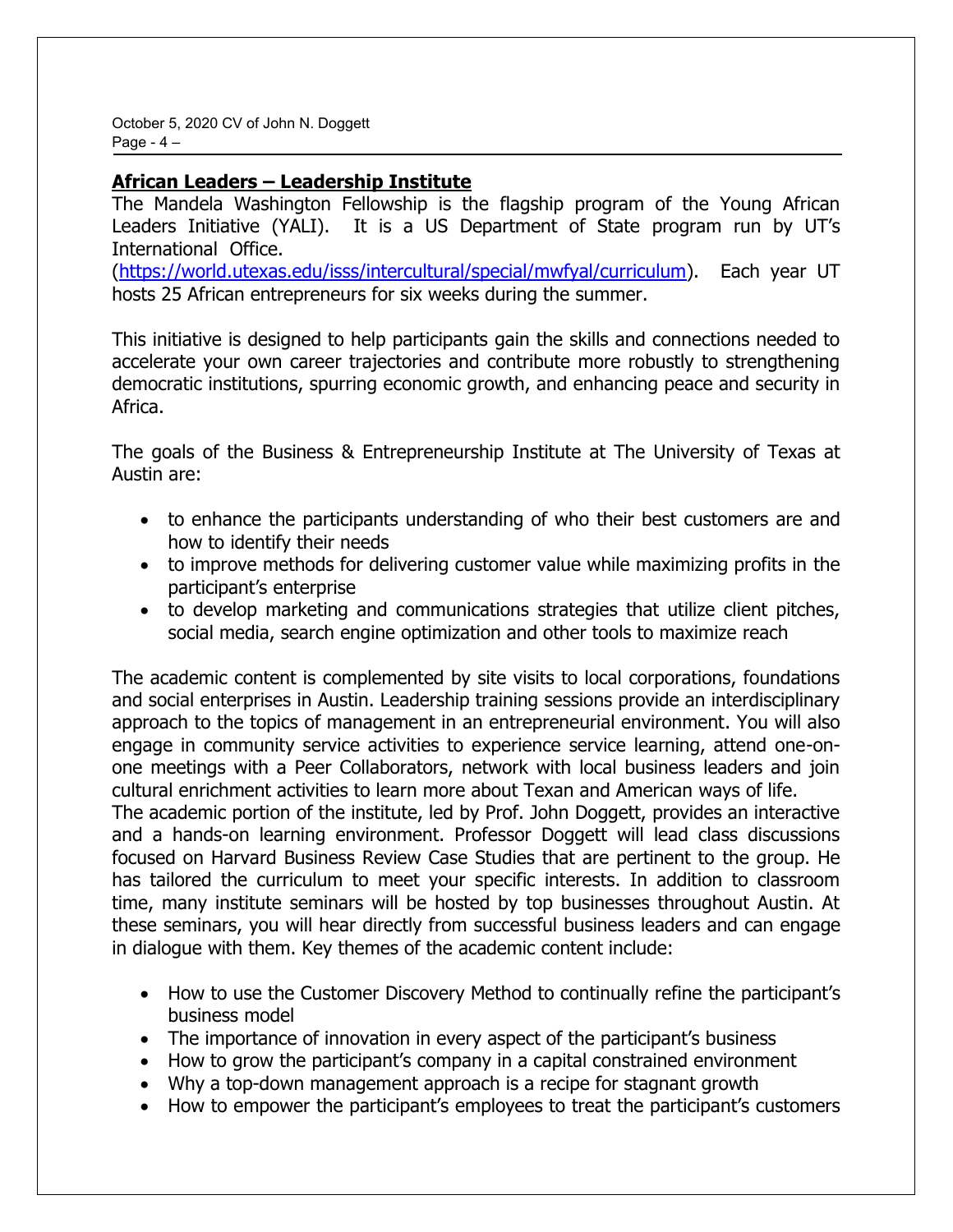## African Leaders – Leadership Institute

The Mandela Washington Fellowship is the flagship program of the Young African Leaders Initiative (YALI). It is a US Department of State program run by UT's International Office. (https://world.utexas.edu/isss/intercultural/special/mwfyal/curriculum). Each year UT hosts 25 African entrepreneurs for six weeks during the summer.

This initiative is designed to help participants gain the skills and connections needed to accelerate your own career trajectories and contribute more robustly to strengthening democratic institutions, spurring economic growth, and enhancing peace and security in Africa.

The goals of the Business & Entrepreneurship Institute at The University of Texas at Austin are:

- to enhance the participants understanding of who their best customers are and how to identify their needs
- to improve methods for delivering customer value while maximizing profits in the participant's enterprise
- to develop marketing and communications strategies that utilize client pitches, social media, search engine optimization and other tools to maximize reach

The academic content is complemented by site visits to local corporations, foundations and social enterprises in Austin. Leadership training sessions provide an interdisciplinary approach to the topics of management in an entrepreneurial environment. You will also engage in community service activities to experience service learning, attend one-on-one meetings with a Peer Collaborators, network with local business leaders and join cultural enrichment activities to learn more about Texan and American ways of life.
The academic portion of the institute, led by Prof. John Doggett, provides an interactive and a hands-on learning environment. Professor Doggett will lead class discussions focused on Harvard Business Review Case Studies that are pertinent to the group. He has tailored the curriculum to meet your specific interests. In addition to classroom time, many institute seminars will be hosted by top businesses throughout Austin. At these seminars, you will hear directly from successful business leaders and can engage in dialogue with them. Key themes of the academic content include:

- How to use the Customer Discovery Method to continually refine the participant's business model
- The importance of innovation in every aspect of the participant's business
- How to grow the participant's company in a capital constrained environment
- Why a top-down management approach is a recipe for stagnant growth
- How to empower the participant's employees to treat the participant's customers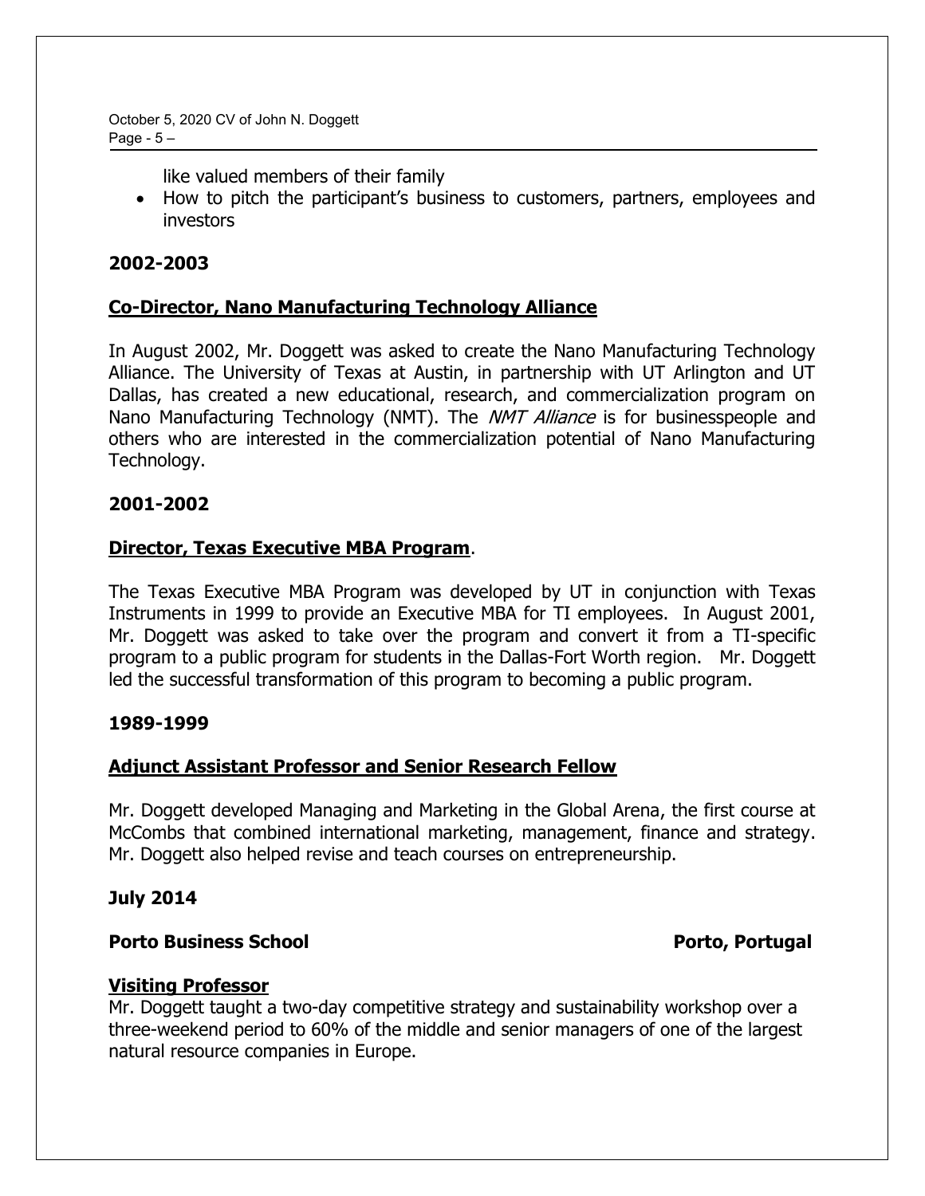like valued members of their family

- How to pitch the participant's business to customers, partners, employees and investors

**2002-2003**

**Co-Director, Nano Manufacturing Technology Alliance**

In August 2002, Mr. Doggett was asked to create the Nano Manufacturing Technology Alliance. The University of Texas at Austin, in partnership with UT Arlington and UT Dallas, has created a new educational, research, and commercialization program on Nano Manufacturing Technology (NMT). The *NMT Alliance* is for businesspeople and others who are interested in the commercialization potential of Nano Manufacturing Technology.

**2001-2002**

**Director, Texas Executive MBA Program**.

The Texas Executive MBA Program was developed by UT in conjunction with Texas Instruments in 1999 to provide an Executive MBA for TI employees. In August 2001, Mr. Doggett was asked to take over the program and convert it from a TI-specific program to a public program for students in the Dallas-Fort Worth region. Mr. Doggett led the successful transformation of this program to becoming a public program.

**1989-1999**

**Adjunct Assistant Professor and Senior Research Fellow**

Mr. Doggett developed Managing and Marketing in the Global Arena, the first course at McCombs that combined international marketing, management, finance and strategy. Mr. Doggett also helped revise and teach courses on entrepreneurship.

**July 2014**

**Porto Business School** **Porto, Portugal**

**Visiting Professor**

Mr. Doggett taught a two-day competitive strategy and sustainability workshop over a three-weekend period to 60% of the middle and senior managers of one of the largest natural resource companies in Europe.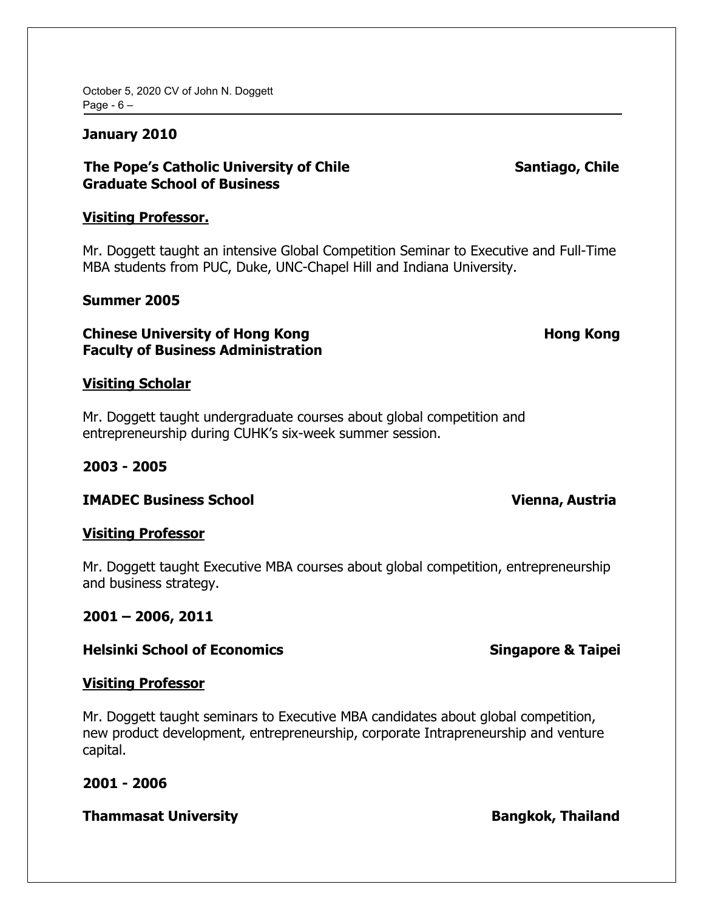**January 2010**

**The Pope's Catholic University of Chile** **Santiago, Chile**
**Graduate School of Business**

**Visiting Professor.**

Mr. Doggett taught an intensive Global Competition Seminar to Executive and Full-Time MBA students from PUC, Duke, UNC-Chapel Hill and Indiana University.

**Summer 2005**

**Chinese University of Hong Kong** **Hong Kong**
**Faculty of Business Administration**

**Visiting Scholar**

Mr. Doggett taught undergraduate courses about global competition and entrepreneurship during CUHK's six-week summer session.

**2003 - 2005**

**IMADEC Business School** **Vienna, Austria**

**Visiting Professor**

Mr. Doggett taught Executive MBA courses about global competition, entrepreneurship and business strategy.

**2001 – 2006, 2011**

**Helsinki School of Economics** **Singapore & Taipei**

**Visiting Professor**

Mr. Doggett taught seminars to Executive MBA candidates about global competition, new product development, entrepreneurship, corporate Intrapreneurship and venture capital.

**2001 - 2006**

**Thammasat University** **Bangkok, Thailand**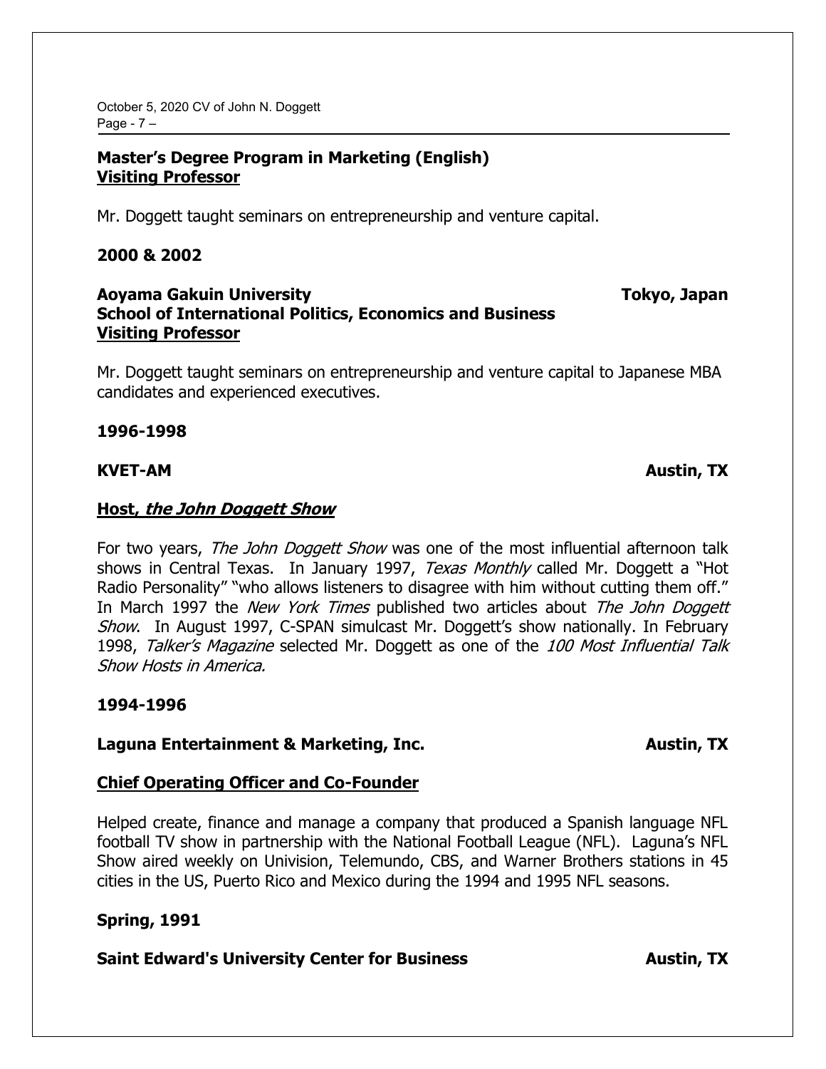**Master's Degree Program in Marketing (English)**
**<u>Visiting Professor</u>**

Mr. Doggett taught seminars on entrepreneurship and venture capital.

**2000 & 2002**

**Aoyama Gakuin University** **Tokyo, Japan**
**School of International Politics, Economics and Business**
**<u>Visiting Professor</u>**

Mr. Doggett taught seminars on entrepreneurship and venture capital to Japanese MBA candidates and experienced executives.

**1996-1998**

**KVET-AM** **Austin, TX**

**<u>Host, *the John Doggett Show*</u>**

For two years, *The John Doggett Show* was one of the most influential afternoon talk shows in Central Texas. In January 1997, *Texas Monthly* called Mr. Doggett a "Hot Radio Personality" "who allows listeners to disagree with him without cutting them off." In March 1997 the *New York Times* published two articles about *The John Doggett Show*. In August 1997, C-SPAN simulcast Mr. Doggett's show nationally. In February 1998, *Talker's Magazine* selected Mr. Doggett as one of the *100 Most Influential Talk Show Hosts in America.*

**1994-1996**

**Laguna Entertainment & Marketing, Inc.** **Austin, TX**

**<u>Chief Operating Officer and Co-Founder</u>**

Helped create, finance and manage a company that produced a Spanish language NFL football TV show in partnership with the National Football League (NFL). Laguna's NFL Show aired weekly on Univision, Telemundo, CBS, and Warner Brothers stations in 45 cities in the US, Puerto Rico and Mexico during the 1994 and 1995 NFL seasons.

**Spring, 1991**

**Saint Edward's University Center for Business** **Austin, TX**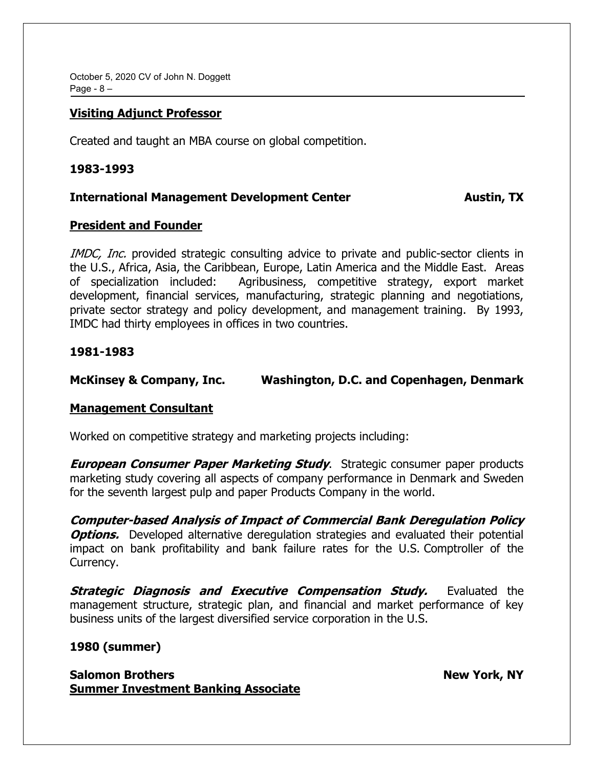**<u>Visiting Adjunct Professor</u>**

Created and taught an MBA course on global competition.

**1983-1993**

**International Management Development Center Austin, TX**

**<u>President and Founder</u>**

*IMDC, Inc.* provided strategic consulting advice to private and public-sector clients in the U.S., Africa, Asia, the Caribbean, Europe, Latin America and the Middle East. Areas of specialization included: Agribusiness, competitive strategy, export market development, financial services, manufacturing, strategic planning and negotiations, private sector strategy and policy development, and management training. By 1993, IMDC had thirty employees in offices in two countries.

**1981-1983**

**McKinsey & Company, Inc. Washington, D.C. and Copenhagen, Denmark**

**<u>Management Consultant</u>**

Worked on competitive strategy and marketing projects including:

***European Consumer Paper Marketing Study***. Strategic consumer paper products marketing study covering all aspects of company performance in Denmark and Sweden for the seventh largest pulp and paper Products Company in the world.

***Computer-based Analysis of Impact of Commercial Bank Deregulation Policy Options.*** Developed alternative deregulation strategies and evaluated their potential impact on bank profitability and bank failure rates for the U.S. Comptroller of the Currency.

***Strategic Diagnosis and Executive Compensation Study.*** Evaluated the management structure, strategic plan, and financial and market performance of key business units of the largest diversified service corporation in the U.S.

**1980 (summer)**

**Salomon Brothers New York, NY**
**<u>Summer Investment Banking Associate</u>**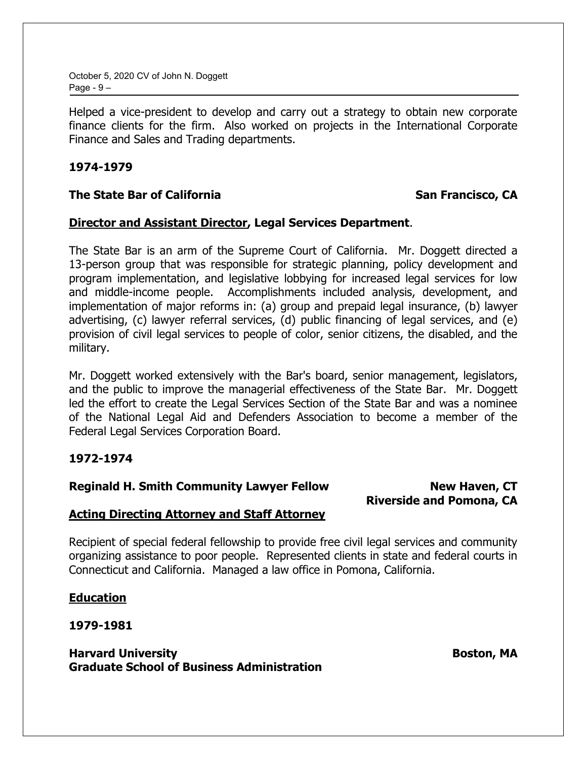Helped a vice-president to develop and carry out a strategy to obtain new corporate finance clients for the firm. Also worked on projects in the International Corporate Finance and Sales and Trading departments.

**1974-1979**

**The State Bar of California** **San Francisco, CA**

**<u>Director and Assistant Director</u>, Legal Services Department**.

The State Bar is an arm of the Supreme Court of California. Mr. Doggett directed a 13-person group that was responsible for strategic planning, policy development and program implementation, and legislative lobbying for increased legal services for low and middle-income people. Accomplishments included analysis, development, and implementation of major reforms in: (a) group and prepaid legal insurance, (b) lawyer advertising, (c) lawyer referral services, (d) public financing of legal services, and (e) provision of civil legal services to people of color, senior citizens, the disabled, and the military.

Mr. Doggett worked extensively with the Bar's board, senior management, legislators, and the public to improve the managerial effectiveness of the State Bar. Mr. Doggett led the effort to create the Legal Services Section of the State Bar and was a nominee of the National Legal Aid and Defenders Association to become a member of the Federal Legal Services Corporation Board.

**1972-1974**

**Reginald H. Smith Community Lawyer Fellow** **New Haven, CT**
**Riverside and Pomona, CA**

**<u>Acting Directing Attorney and Staff Attorney</u>**

Recipient of special federal fellowship to provide free civil legal services and community organizing assistance to poor people. Represented clients in state and federal courts in Connecticut and California. Managed a law office in Pomona, California.

## <u>Education</u>

**1979-1981**

**Harvard University** **Boston, MA**
**Graduate School of Business Administration**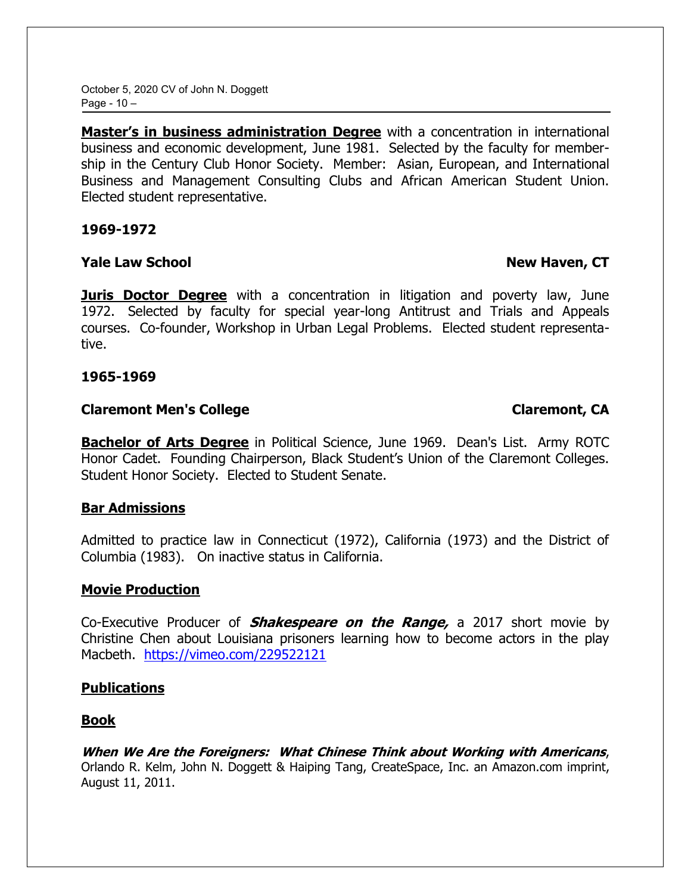**Master's in business administration Degree** with a concentration in international business and economic development, June 1981. Selected by the faculty for membership in the Century Club Honor Society. Member: Asian, European, and International Business and Management Consulting Clubs and African American Student Union. Elected student representative.

**1969-1972**

**Yale Law School** **New Haven, CT**

**Juris Doctor Degree** with a concentration in litigation and poverty law, June 1972. Selected by faculty for special year-long Antitrust and Trials and Appeals courses. Co-founder, Workshop in Urban Legal Problems. Elected student representative.

**1965-1969**

**Claremont Men's College** **Claremont, CA**

**Bachelor of Arts Degree** in Political Science, June 1969. Dean's List. Army ROTC Honor Cadet. Founding Chairperson, Black Student's Union of the Claremont Colleges. Student Honor Society. Elected to Student Senate.

## Bar Admissions

Admitted to practice law in Connecticut (1972), California (1973) and the District of Columbia (1983). On inactive status in California.

## Movie Production

Co-Executive Producer of ***Shakespeare on the Range,*** a 2017 short movie by Christine Chen about Louisiana prisoners learning how to become actors in the play Macbeth. https://vimeo.com/229522121

## Publications

### Book

***When We Are the Foreigners: What Chinese Think about Working with Americans***, Orlando R. Kelm, John N. Doggett & Haiping Tang, CreateSpace, Inc. an Amazon.com imprint, August 11, 2011.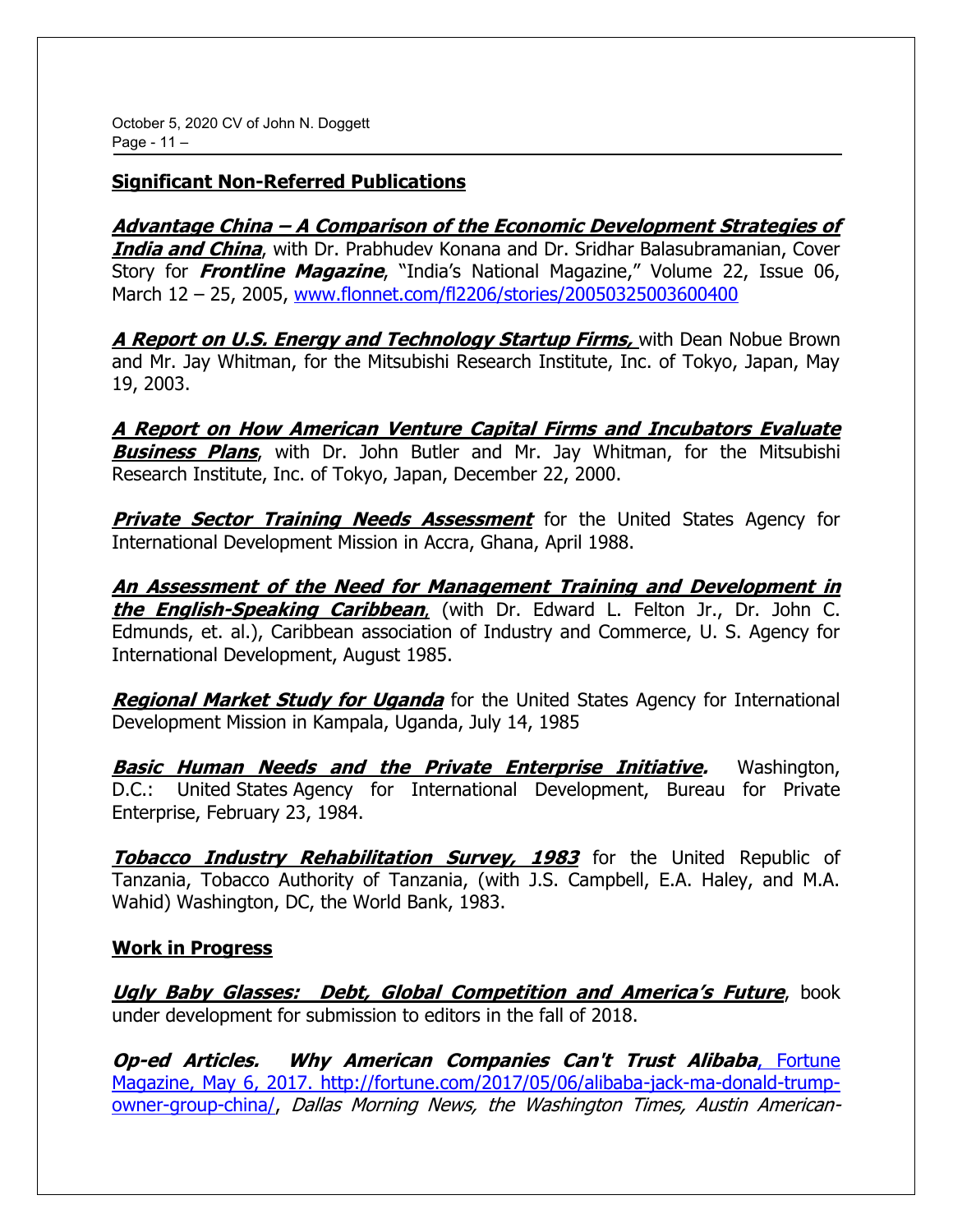## Significant Non-Referred Publications

***Advantage China – A Comparison of the Economic Development Strategies of India and China***, with Dr. Prabhudev Konana and Dr. Sridhar Balasubramanian, Cover Story for ***Frontline Magazine***, "India's National Magazine," Volume 22, Issue 06, March 12 – 25, 2005, www.flonnet.com/fl2206/stories/20050325003600400

***A Report on U.S. Energy and Technology Startup Firms,*** with Dean Nobue Brown and Mr. Jay Whitman, for the Mitsubishi Research Institute, Inc. of Tokyo, Japan, May 19, 2003.

***A Report on How American Venture Capital Firms and Incubators Evaluate Business Plans***, with Dr. John Butler and Mr. Jay Whitman, for the Mitsubishi Research Institute, Inc. of Tokyo, Japan, December 22, 2000.

***Private Sector Training Needs Assessment*** for the United States Agency for International Development Mission in Accra, Ghana, April 1988.

***An Assessment of the Need for Management Training and Development in the English-Speaking Caribbean***, (with Dr. Edward L. Felton Jr., Dr. John C. Edmunds, et. al.), Caribbean association of Industry and Commerce, U. S. Agency for International Development, August 1985.

***Regional Market Study for Uganda*** for the United States Agency for International Development Mission in Kampala, Uganda, July 14, 1985

***Basic Human Needs and the Private Enterprise Initiative.*** Washington, D.C.: United States Agency for International Development, Bureau for Private Enterprise, February 23, 1984.

***Tobacco Industry Rehabilitation Survey, 1983*** for the United Republic of Tanzania, Tobacco Authority of Tanzania, (with J.S. Campbell, E.A. Haley, and M.A. Wahid) Washington, DC, the World Bank, 1983.

## Work in Progress

***Ugly Baby Glasses: Debt, Global Competition and America's Future***, book under development for submission to editors in the fall of 2018.

***Op-ed Articles. Why American Companies Can't Trust Alibaba***, Fortune Magazine, May 6, 2017. http://fortune.com/2017/05/06/alibaba-jack-ma-donald-trump-owner-group-china/, *Dallas Morning News, the Washington Times, Austin American-*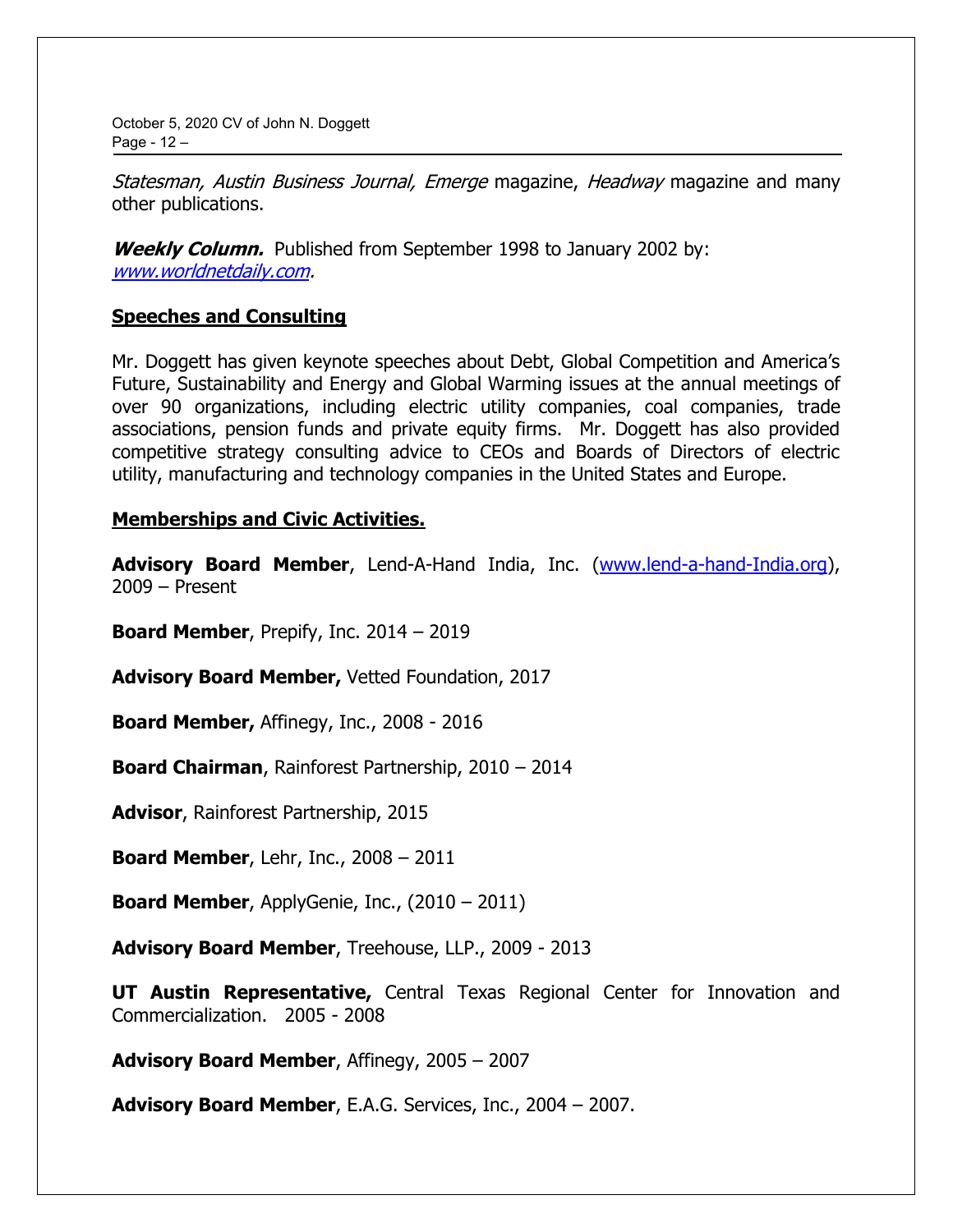*Statesman, Austin Business Journal, Emerge* magazine, *Headway* magazine and many other publications.

***Weekly Column.*** Published from September 1998 to January 2002 by: *www.worldnetdaily.com.*

## Speeches and Consulting

Mr. Doggett has given keynote speeches about Debt, Global Competition and America's Future, Sustainability and Energy and Global Warming issues at the annual meetings of over 90 organizations, including electric utility companies, coal companies, trade associations, pension funds and private equity firms. Mr. Doggett has also provided competitive strategy consulting advice to CEOs and Boards of Directors of electric utility, manufacturing and technology companies in the United States and Europe.

## Memberships and Civic Activities.

**Advisory Board Member**, Lend-A-Hand India, Inc. (www.lend-a-hand-India.org), 2009 – Present

**Board Member**, Prepify, Inc. 2014 – 2019

**Advisory Board Member,** Vetted Foundation, 2017

**Board Member,** Affinegy, Inc., 2008 - 2016

**Board Chairman**, Rainforest Partnership, 2010 – 2014

**Advisor**, Rainforest Partnership, 2015

**Board Member**, Lehr, Inc., 2008 – 2011

**Board Member**, ApplyGenie, Inc., (2010 – 2011)

**Advisory Board Member**, Treehouse, LLP., 2009 - 2013

**UT Austin Representative,** Central Texas Regional Center for Innovation and Commercialization. 2005 - 2008

**Advisory Board Member**, Affinegy, 2005 – 2007

**Advisory Board Member**, E.A.G. Services, Inc., 2004 – 2007.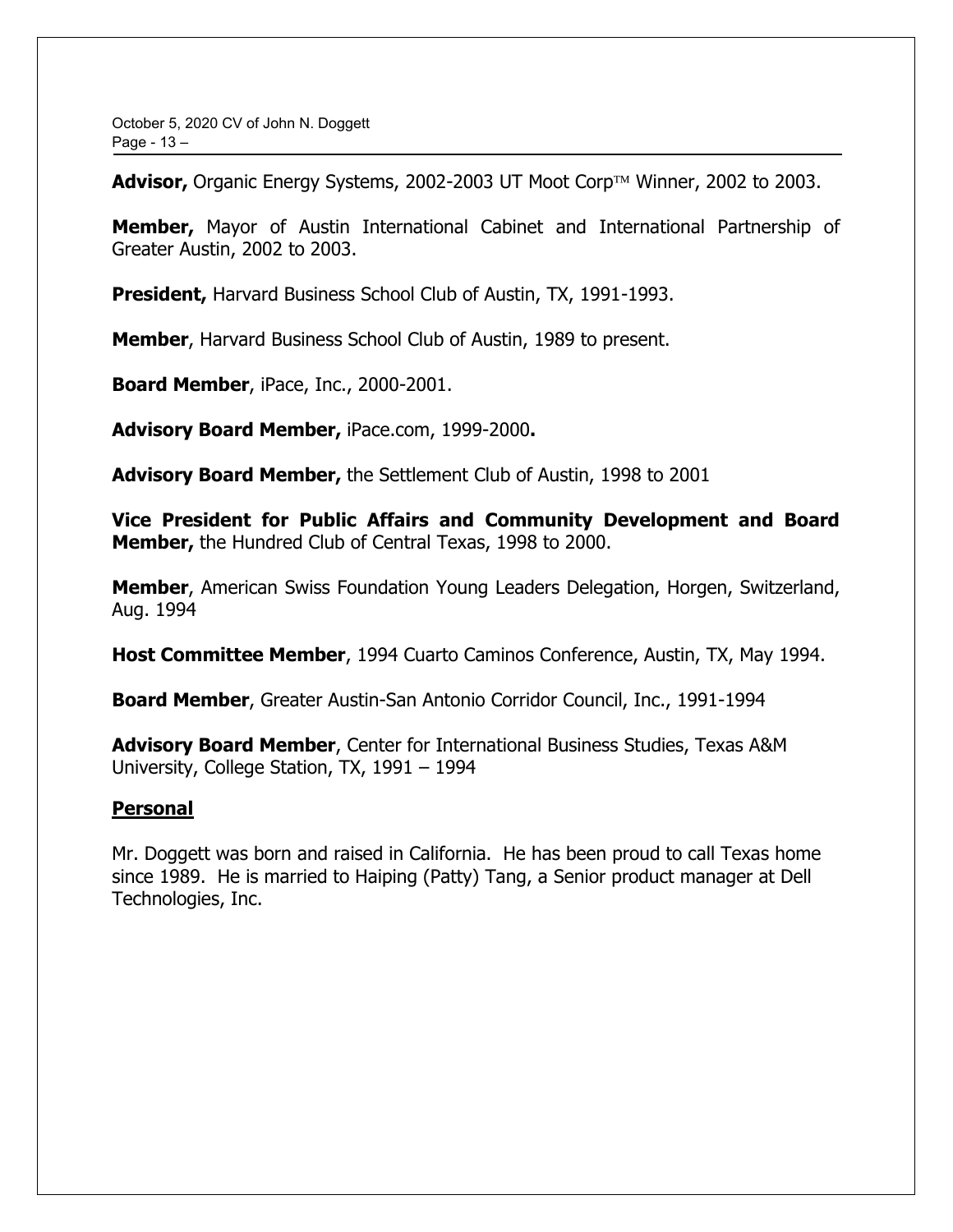**Advisor,** Organic Energy Systems, 2002-2003 UT Moot Corp™ Winner, 2002 to 2003.

**Member,** Mayor of Austin International Cabinet and International Partnership of Greater Austin, 2002 to 2003.

**President,** Harvard Business School Club of Austin, TX, 1991-1993.

**Member**, Harvard Business School Club of Austin, 1989 to present.

**Board Member**, iPace, Inc., 2000-2001.

**Advisory Board Member,** iPace.com, 1999-2000**.**

**Advisory Board Member,** the Settlement Club of Austin, 1998 to 2001

**Vice President for Public Affairs and Community Development and Board Member,** the Hundred Club of Central Texas, 1998 to 2000.

**Member**, American Swiss Foundation Young Leaders Delegation, Horgen, Switzerland, Aug. 1994

**Host Committee Member**, 1994 Cuarto Caminos Conference, Austin, TX, May 1994.

**Board Member**, Greater Austin-San Antonio Corridor Council, Inc., 1991-1994

**Advisory Board Member**, Center for International Business Studies, Texas A&M University, College Station, TX, 1991 – 1994

## Personal

Mr. Doggett was born and raised in California. He has been proud to call Texas home since 1989. He is married to Haiping (Patty) Tang, a Senior product manager at Dell Technologies, Inc.